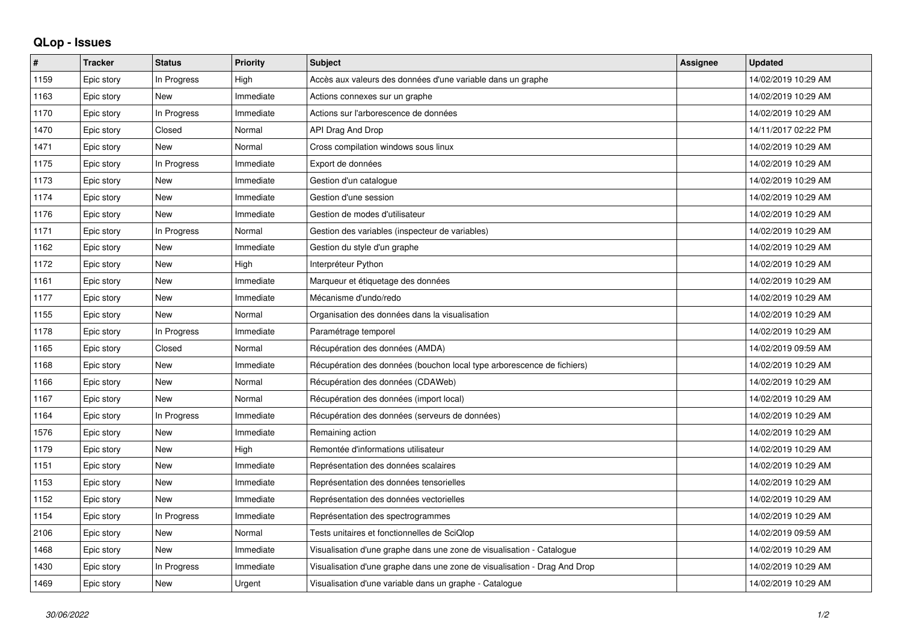# QLop - Issues

| # | Tracker | Status | Priority | Subject | Assignee | Updated |
|---|---|---|---|---|---|---|
| 1159 | Epic story | In Progress | High | Accès aux valeurs des données d'une variable dans un graphe | | 14/02/2019 10:29 AM |
| 1163 | Epic story | New | Immediate | Actions connexes sur un graphe | | 14/02/2019 10:29 AM |
| 1170 | Epic story | In Progress | Immediate | Actions sur l'arborescence de données | | 14/02/2019 10:29 AM |
| 1470 | Epic story | Closed | Normal | API Drag And Drop | | 14/11/2017 02:22 PM |
| 1471 | Epic story | New | Normal | Cross compilation windows sous linux | | 14/02/2019 10:29 AM |
| 1175 | Epic story | In Progress | Immediate | Export de données | | 14/02/2019 10:29 AM |
| 1173 | Epic story | New | Immediate | Gestion d'un catalogue | | 14/02/2019 10:29 AM |
| 1174 | Epic story | New | Immediate | Gestion d'une session | | 14/02/2019 10:29 AM |
| 1176 | Epic story | New | Immediate | Gestion de modes d'utilisateur | | 14/02/2019 10:29 AM |
| 1171 | Epic story | In Progress | Normal | Gestion des variables (inspecteur de variables) | | 14/02/2019 10:29 AM |
| 1162 | Epic story | New | Immediate | Gestion du style d'un graphe | | 14/02/2019 10:29 AM |
| 1172 | Epic story | New | High | Interpréteur Python | | 14/02/2019 10:29 AM |
| 1161 | Epic story | New | Immediate | Marqueur et étiquetage des données | | 14/02/2019 10:29 AM |
| 1177 | Epic story | New | Immediate | Mécanisme d'undo/redo | | 14/02/2019 10:29 AM |
| 1155 | Epic story | New | Normal | Organisation des données dans la visualisation | | 14/02/2019 10:29 AM |
| 1178 | Epic story | In Progress | Immediate | Paramétrage temporel | | 14/02/2019 10:29 AM |
| 1165 | Epic story | Closed | Normal | Récupération des données (AMDA) | | 14/02/2019 09:59 AM |
| 1168 | Epic story | New | Immediate | Récupération des données (bouchon local type arborescence de fichiers) | | 14/02/2019 10:29 AM |
| 1166 | Epic story | New | Normal | Récupération des données (CDAWeb) | | 14/02/2019 10:29 AM |
| 1167 | Epic story | New | Normal | Récupération des données (import local) | | 14/02/2019 10:29 AM |
| 1164 | Epic story | In Progress | Immediate | Récupération des données (serveurs de données) | | 14/02/2019 10:29 AM |
| 1576 | Epic story | New | Immediate | Remaining action | | 14/02/2019 10:29 AM |
| 1179 | Epic story | New | High | Remontée d'informations utilisateur | | 14/02/2019 10:29 AM |
| 1151 | Epic story | New | Immediate | Représentation des données scalaires | | 14/02/2019 10:29 AM |
| 1153 | Epic story | New | Immediate | Représentation des données tensorielles | | 14/02/2019 10:29 AM |
| 1152 | Epic story | New | Immediate | Représentation des données vectorielles | | 14/02/2019 10:29 AM |
| 1154 | Epic story | In Progress | Immediate | Représentation des spectrogrammes | | 14/02/2019 10:29 AM |
| 2106 | Epic story | New | Normal | Tests unitaires et fonctionnelles de SciQlop | | 14/02/2019 09:59 AM |
| 1468 | Epic story | New | Immediate | Visualisation d'une graphe dans une zone de visualisation - Catalogue | | 14/02/2019 10:29 AM |
| 1430 | Epic story | In Progress | Immediate | Visualisation d'une graphe dans une zone de visualisation - Drag And Drop | | 14/02/2019 10:29 AM |
| 1469 | Epic story | New | Urgent | Visualisation d'une variable dans un graphe - Catalogue | | 14/02/2019 10:29 AM |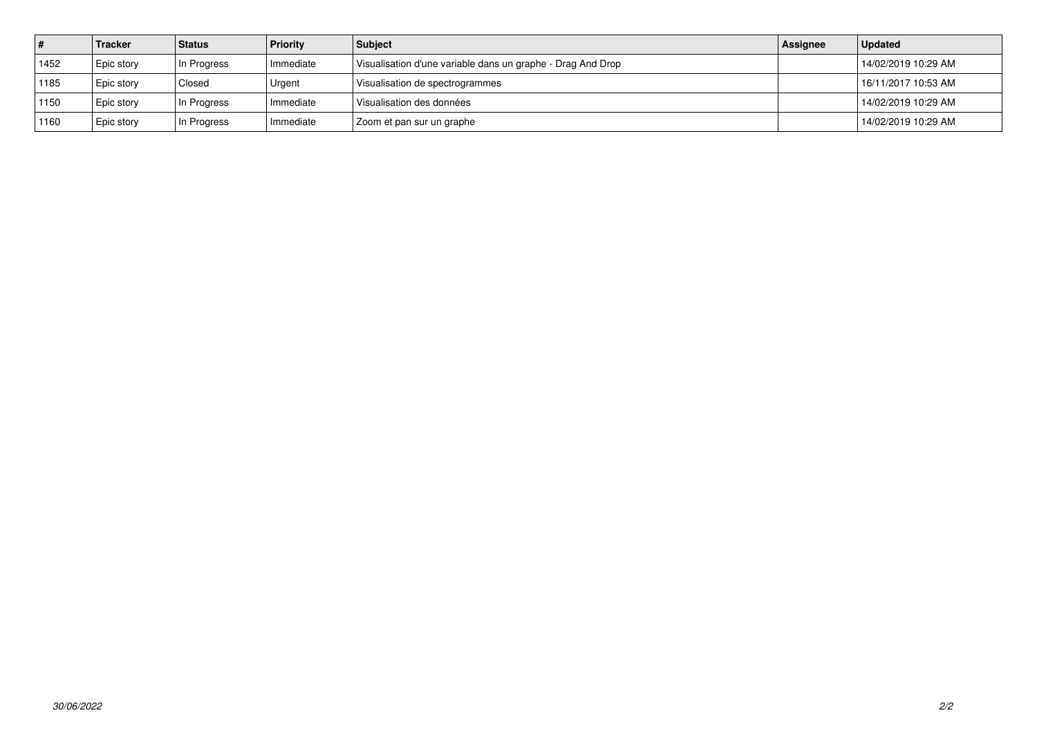| # | Tracker | Status | Priority | Subject | Assignee | Updated |
|---|---|---|---|---|---|---|
| 1452 | Epic story | In Progress | Immediate | Visualisation d'une variable dans un graphe - Drag And Drop | | 14/02/2019 10:29 AM |
| 1185 | Epic story | Closed | Urgent | Visualisation de spectrogrammes | | 16/11/2017 10:53 AM |
| 1150 | Epic story | In Progress | Immediate | Visualisation des données | | 14/02/2019 10:29 AM |
| 1160 | Epic story | In Progress | Immediate | Zoom et pan sur un graphe | | 14/02/2019 10:29 AM |